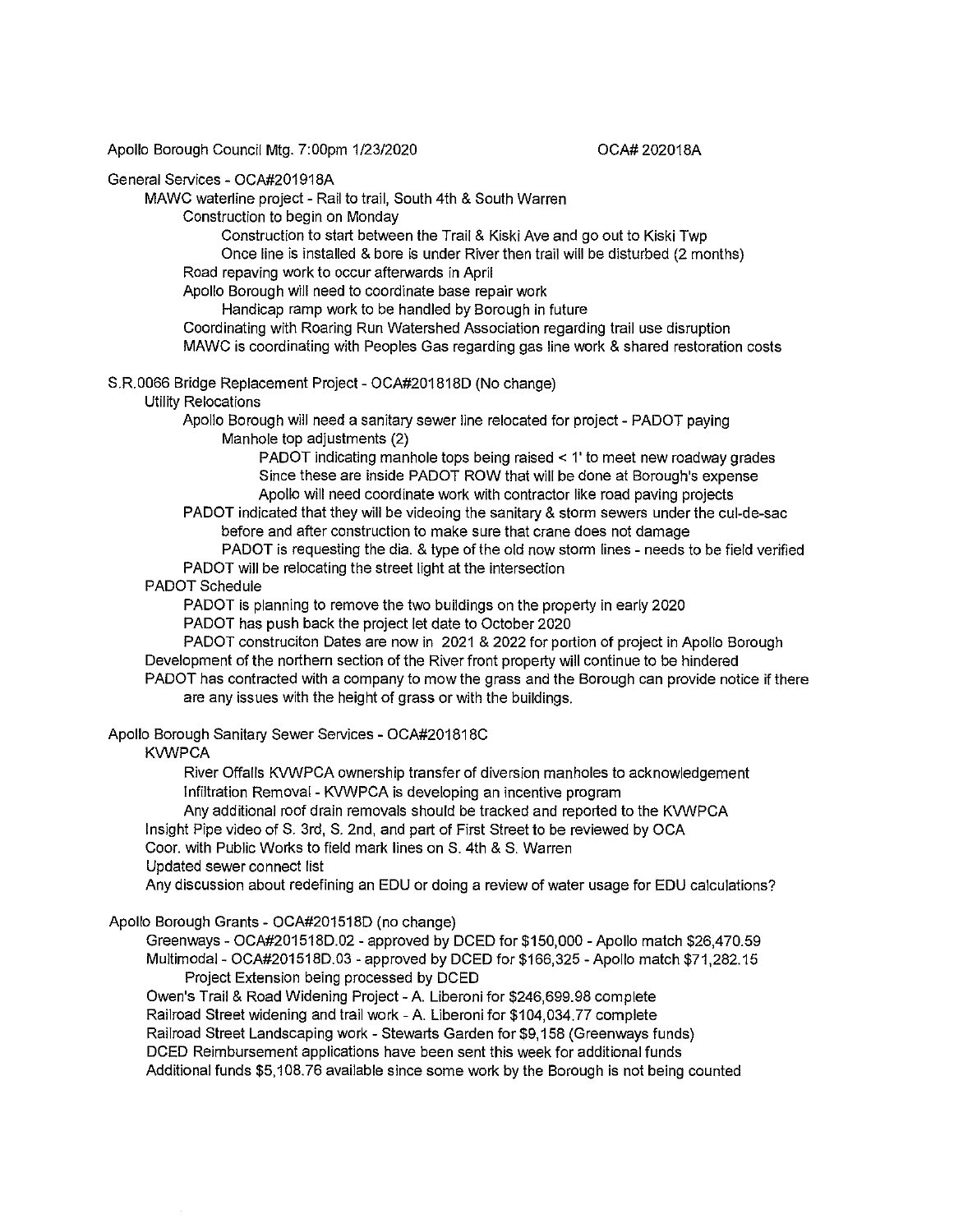Apollo Borough Council Mtg. 7:00pm 1/23/2020 OCA# 202018A

General Services - OCA#201918A

- MAWC waterline project - Rail to trail, South 4th & South Warren
  - Construction to begin on Monday
    - Construction to start between the Trail & Kiski Ave and go out to Kiski Twp
    - Once line is installed & bore is under River then trail will be disturbed (2 months)
  - Road repaving work to occur afterwards in April
  - Apollo Borough will need to coordinate base repair work
    - Handicap ramp work to be handled by Borough in future
  - Coordinating with Roaring Run Watershed Association regarding trail use disruption
  - MAWC is coordinating with Peoples Gas regarding gas line work & shared restoration costs

S.R.0066 Bridge Replacement Project - OCA#201818D (No change)

- Utility Relocations
  - Apollo Borough will need a sanitary sewer line relocated for project - PADOT paying
    - Manhole top adjustments (2)
      - PADOT indicating manhole tops being raised < 1' to meet new roadway grades
      - Since these are inside PADOT ROW that will be done at Borough's expense
      - Apollo will need coordinate work with contractor like road paving projects
  - PADOT indicated that they will be videoing the sanitary & storm sewers under the cul-de-sac before and after construction to make sure that crane does not damage
    - PADOT is requesting the dia. & type of the old now storm lines - needs to be field verified
  - PADOT will be relocating the street light at the intersection
- PADOT Schedule
  - PADOT is planning to remove the two buildings on the property in early 2020
  - PADOT has push back the project let date to October 2020
  - PADOT construciton Dates are now in 2021 & 2022 for portion of project in Apollo Borough
- Development of the northern section of the River front property will continue to be hindered
- PADOT has contracted with a company to mow the grass and the Borough can provide notice if there are any issues with the height of grass or with the buildings.

Apollo Borough Sanitary Sewer Services - OCA#201818C

- KVWPCA
  - River Offalls KVWPCA ownership transfer of diversion manholes to acknowledgement
  - Infiltration Removal - KVWPCA is developing an incentive program
  - Any additional roof drain removals should be tracked and reported to the KVWPCA
- Insight Pipe video of S. 3rd, S. 2nd, and part of First Street to be reviewed by OCA
- Coor. with Public Works to field mark lines on S. 4th & S. Warren
- Updated sewer connect list
- Any discussion about redefining an EDU or doing a review of water usage for EDU calculations?

Apollo Borough Grants - OCA#201518D (no change)

- Greenways - OCA#201518D.02 - approved by DCED for $150,000 - Apollo match $26,470.59
- Multimodal - OCA#201518D.03 - approved by DCED for $166,325 - Apollo match $71,282.15
  - Project Extension being processed by DCED
- Owen's Trail & Road Widening Project - A. Liberoni for $246,699.98 complete
- Railroad Street widening and trail work - A. Liberoni for $104,034.77 complete
- Railroad Street Landscaping work - Stewarts Garden for $9,158 (Greenways funds)
- DCED Reimbursement applications have been sent this week for additional funds
- Additional funds $5,108.76 available since some work by the Borough is not being counted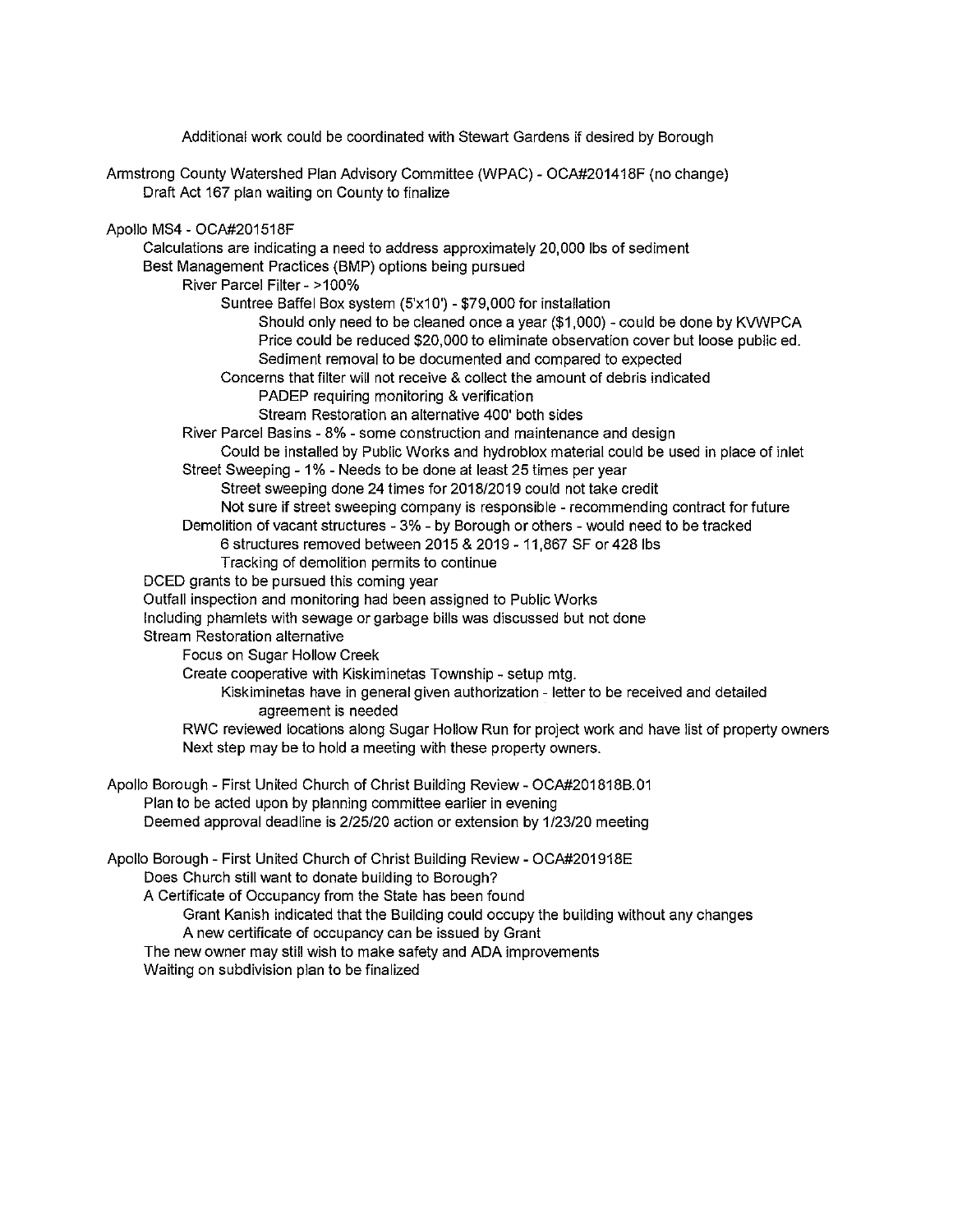- Additional work could be coordinated with Stewart Gardens if desired by Borough

Armstrong County Watershed Plan Advisory Committee (WPAC) - OCA#201418F (no change)
- Draft Act 167 plan waiting on County to finalize

Apollo MS4 - OCA#201518F
- Calculations are indicating a need to address approximately 20,000 lbs of sediment
- Best Management Practices (BMP) options being pursued
  - River Parcel Filter - >100%
    - Suntree Baffel Box system (5'x10') - $79,000 for installation
      - Should only need to be cleaned once a year ($1,000) - could be done by KVWPCA
      - Price could be reduced $20,000 to eliminate observation cover but loose public ed.
      - Sediment removal to be documented and compared to expected
    - Concerns that filter will not receive & collect the amount of debris indicated
      - PADEP requiring monitoring & verification
      - Stream Restoration an alternative 400' both sides
  - River Parcel Basins - 8% - some construction and maintenance and design
    - Could be installed by Public Works and hydroblox material could be used in place of inlet
  - Street Sweeping - 1% - Needs to be done at least 25 times per year
    - Street sweeping done 24 times for 2018/2019 could not take credit
    - Not sure if street sweeping company is responsible - recommending contract for future
  - Demolition of vacant structures - 3% - by Borough or others - would need to be tracked
    - 6 structures removed between 2015 & 2019 - 11,867 SF or 428 lbs
    - Tracking of demolition permits to continue
- DCED grants to be pursued this coming year
- Outfall inspection and monitoring had been assigned to Public Works
- Including phamlets with sewage or garbage bills was discussed but not done
- Stream Restoration alternative
  - Focus on Sugar Hollow Creek
  - Create cooperative with Kiskiminetas Township - setup mtg.
    - Kiskiminetas have in general given authorization - letter to be received and detailed agreement is needed
  - RWC reviewed locations along Sugar Hollow Run for project work and have list of property owners
  - Next step may be to hold a meeting with these property owners.

Apollo Borough - First United Church of Christ Building Review - OCA#201818B.01
- Plan to be acted upon by planning committee earlier in evening
- Deemed approval deadline is 2/25/20 action or extension by 1/23/20 meeting

Apollo Borough - First United Church of Christ Building Review - OCA#201918E
- Does Church still want to donate building to Borough?
- A Certificate of Occupancy from the State has been found
  - Grant Kanish indicated that the Building could occupy the building without any changes
  - A new certificate of occupancy can be issued by Grant
- The new owner may still wish to make safety and ADA improvements
- Waiting on subdivision plan to be finalized